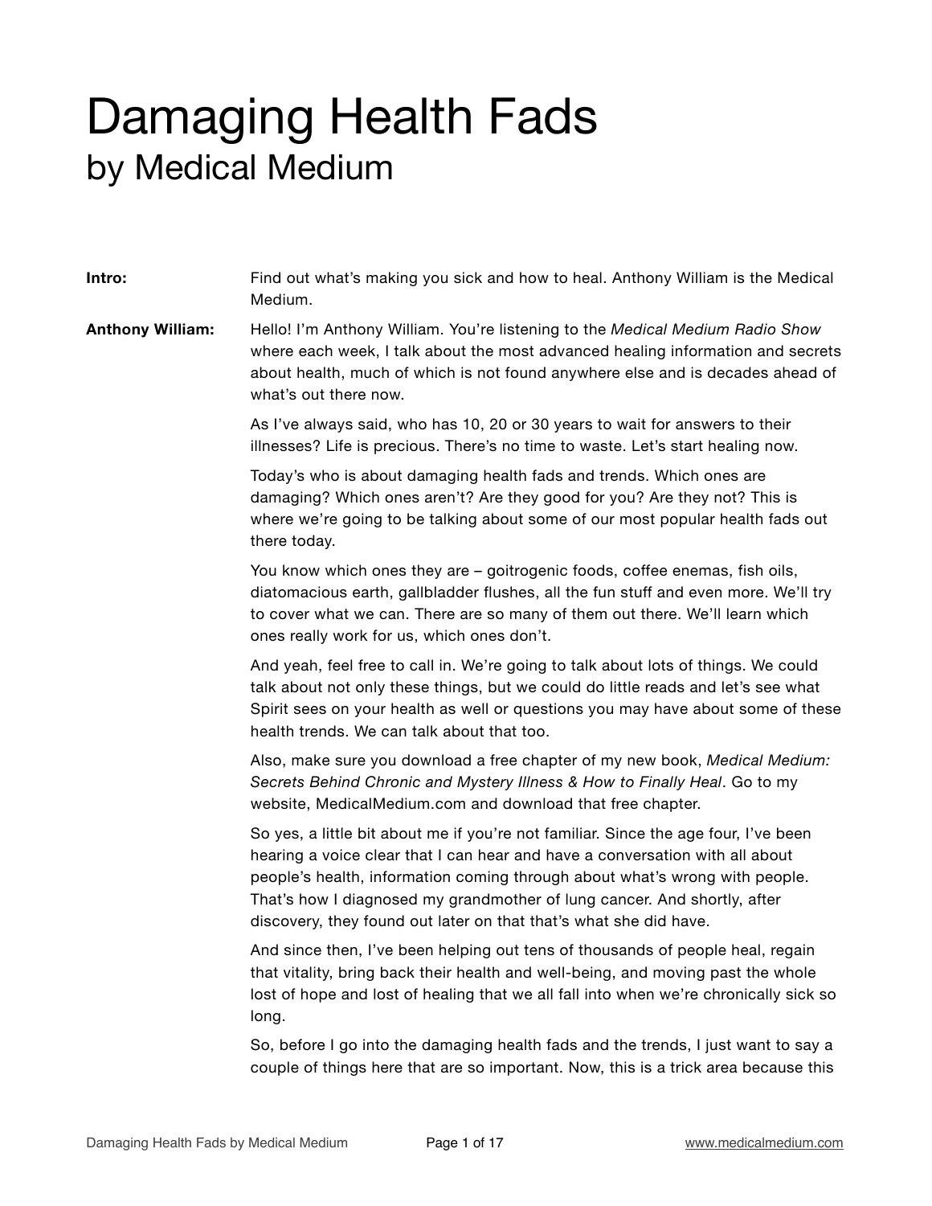# Damaging Health Fads
## by Medical Medium

**Intro:** Find out what's making you sick and how to heal. Anthony William is the Medical Medium.

**Anthony William:** Hello! I'm Anthony William. You're listening to the *Medical Medium Radio Show* where each week, I talk about the most advanced healing information and secrets about health, much of which is not found anywhere else and is decades ahead of what's out there now.

As I've always said, who has 10, 20 or 30 years to wait for answers to their illnesses? Life is precious. There's no time to waste. Let's start healing now.

Today's who is about damaging health fads and trends. Which ones are damaging? Which ones aren't? Are they good for you? Are they not? This is where we're going to be talking about some of our most popular health fads out there today.

You know which ones they are – goitrogenic foods, coffee enemas, fish oils, diatomacious earth, gallbladder flushes, all the fun stuff and even more. We'll try to cover what we can. There are so many of them out there. We'll learn which ones really work for us, which ones don't.

And yeah, feel free to call in. We're going to talk about lots of things. We could talk about not only these things, but we could do little reads and let's see what Spirit sees on your health as well or questions you may have about some of these health trends. We can talk about that too.

Also, make sure you download a free chapter of my new book, *Medical Medium: Secrets Behind Chronic and Mystery Illness & How to Finally Heal*. Go to my website, MedicalMedium.com and download that free chapter.

So yes, a little bit about me if you're not familiar. Since the age four, I've been hearing a voice clear that I can hear and have a conversation with all about people's health, information coming through about what's wrong with people. That's how I diagnosed my grandmother of lung cancer. And shortly, after discovery, they found out later on that that's what she did have.

And since then, I've been helping out tens of thousands of people heal, regain that vitality, bring back their health and well-being, and moving past the whole lost of hope and lost of healing that we all fall into when we're chronically sick so long.

So, before I go into the damaging health fads and the trends, I just want to say a couple of things here that are so important. Now, this is a trick area because this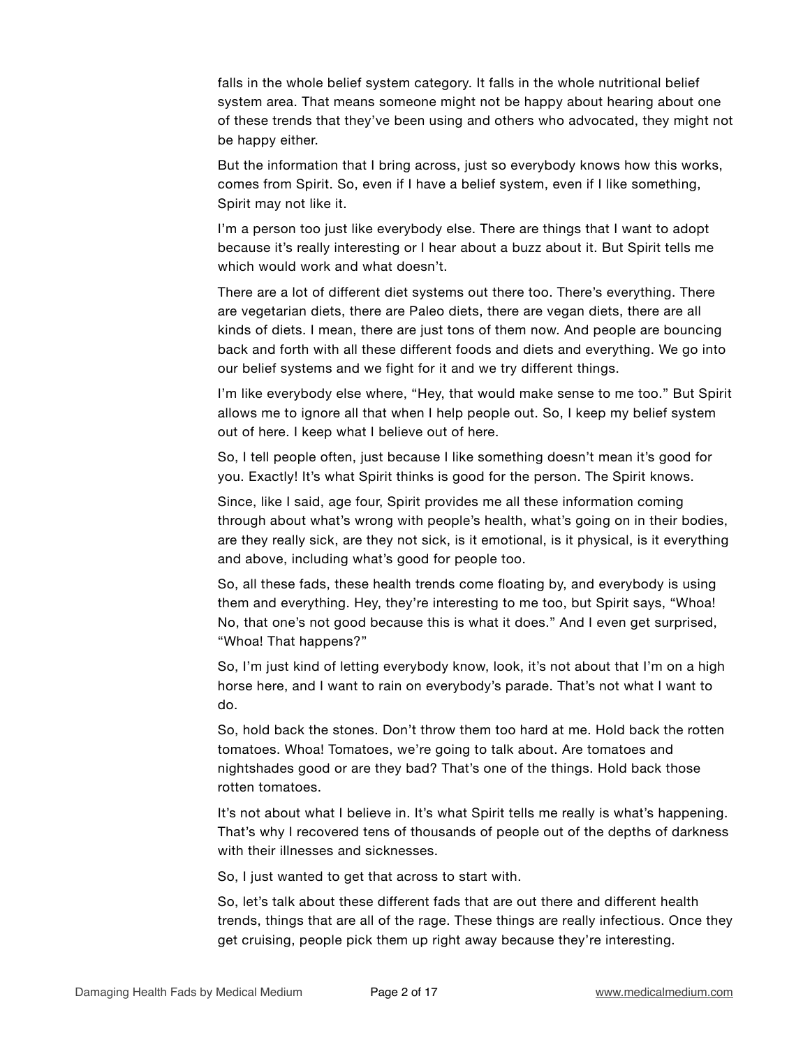falls in the whole belief system category. It falls in the whole nutritional belief system area. That means someone might not be happy about hearing about one of these trends that they've been using and others who advocated, they might not be happy either.

But the information that I bring across, just so everybody knows how this works, comes from Spirit. So, even if I have a belief system, even if I like something, Spirit may not like it.

I'm a person too just like everybody else. There are things that I want to adopt because it's really interesting or I hear about a buzz about it. But Spirit tells me which would work and what doesn't.

There are a lot of different diet systems out there too. There's everything. There are vegetarian diets, there are Paleo diets, there are vegan diets, there are all kinds of diets. I mean, there are just tons of them now. And people are bouncing back and forth with all these different foods and diets and everything. We go into our belief systems and we fight for it and we try different things.

I'm like everybody else where, "Hey, that would make sense to me too." But Spirit allows me to ignore all that when I help people out. So, I keep my belief system out of here. I keep what I believe out of here.

So, I tell people often, just because I like something doesn't mean it's good for you. Exactly! It's what Spirit thinks is good for the person. The Spirit knows.

Since, like I said, age four, Spirit provides me all these information coming through about what's wrong with people's health, what's going on in their bodies, are they really sick, are they not sick, is it emotional, is it physical, is it everything and above, including what's good for people too.

So, all these fads, these health trends come floating by, and everybody is using them and everything. Hey, they're interesting to me too, but Spirit says, "Whoa! No, that one's not good because this is what it does." And I even get surprised, "Whoa! That happens?"

So, I'm just kind of letting everybody know, look, it's not about that I'm on a high horse here, and I want to rain on everybody's parade. That's not what I want to do.

So, hold back the stones. Don't throw them too hard at me. Hold back the rotten tomatoes. Whoa! Tomatoes, we're going to talk about. Are tomatoes and nightshades good or are they bad? That's one of the things. Hold back those rotten tomatoes.

It's not about what I believe in. It's what Spirit tells me really is what's happening. That's why I recovered tens of thousands of people out of the depths of darkness with their illnesses and sicknesses.

So, I just wanted to get that across to start with.

So, let's talk about these different fads that are out there and different health trends, things that are all of the rage. These things are really infectious. Once they get cruising, people pick them up right away because they're interesting.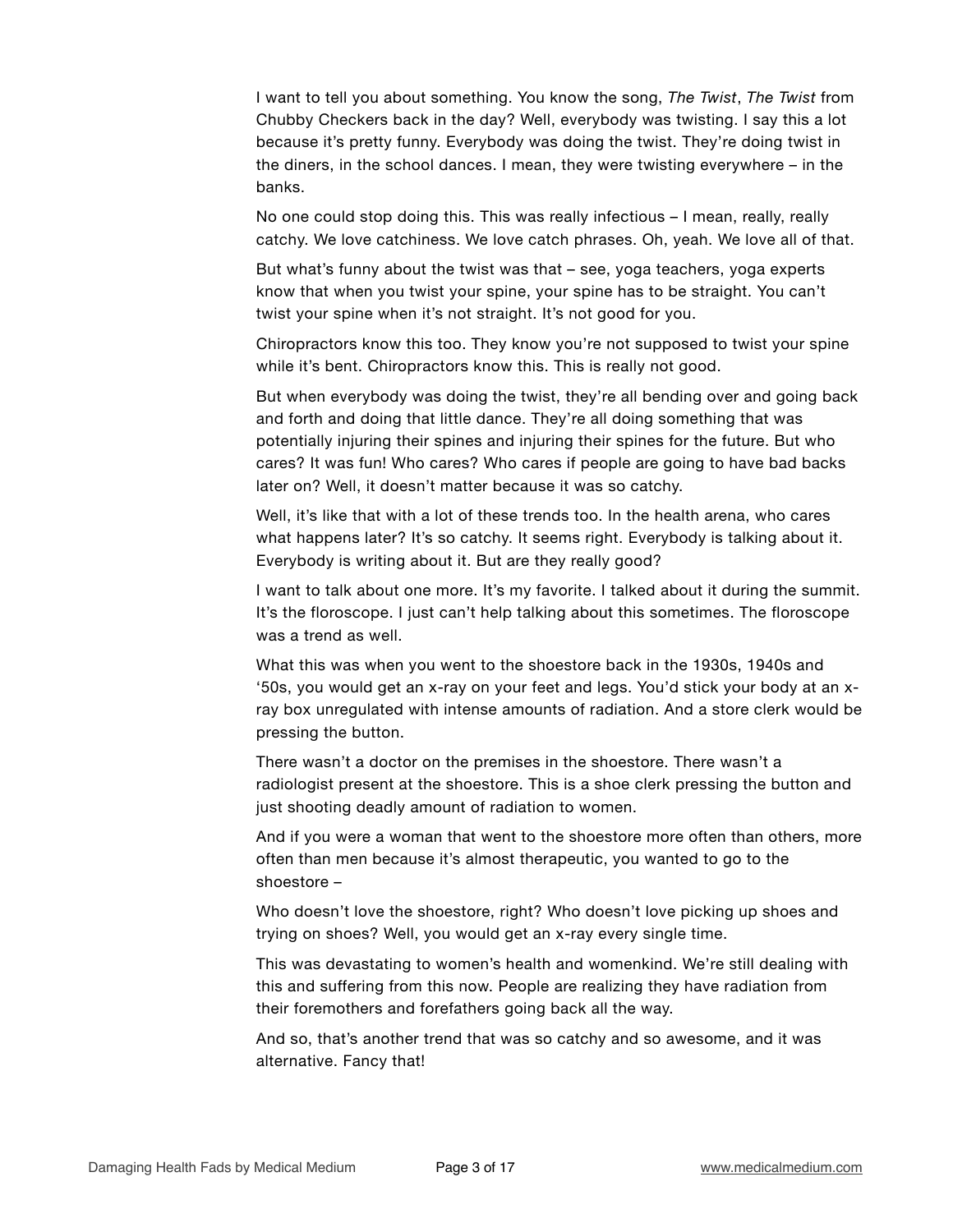I want to tell you about something. You know the song, *The Twist*, *The Twist* from Chubby Checkers back in the day? Well, everybody was twisting. I say this a lot because it's pretty funny. Everybody was doing the twist. They're doing twist in the diners, in the school dances. I mean, they were twisting everywhere – in the banks.

No one could stop doing this. This was really infectious – I mean, really, really catchy. We love catchiness. We love catch phrases. Oh, yeah. We love all of that.

But what's funny about the twist was that – see, yoga teachers, yoga experts know that when you twist your spine, your spine has to be straight. You can't twist your spine when it's not straight. It's not good for you.

Chiropractors know this too. They know you're not supposed to twist your spine while it's bent. Chiropractors know this. This is really not good.

But when everybody was doing the twist, they're all bending over and going back and forth and doing that little dance. They're all doing something that was potentially injuring their spines and injuring their spines for the future. But who cares? It was fun! Who cares? Who cares if people are going to have bad backs later on? Well, it doesn't matter because it was so catchy.

Well, it's like that with a lot of these trends too. In the health arena, who cares what happens later? It's so catchy. It seems right. Everybody is talking about it. Everybody is writing about it. But are they really good?

I want to talk about one more. It's my favorite. I talked about it during the summit. It's the floroscope. I just can't help talking about this sometimes. The floroscope was a trend as well.

What this was when you went to the shoestore back in the 1930s, 1940s and '50s, you would get an x-ray on your feet and legs. You'd stick your body at an x-ray box unregulated with intense amounts of radiation. And a store clerk would be pressing the button.

There wasn't a doctor on the premises in the shoestore. There wasn't a radiologist present at the shoestore. This is a shoe clerk pressing the button and just shooting deadly amount of radiation to women.

And if you were a woman that went to the shoestore more often than others, more often than men because it's almost therapeutic, you wanted to go to the shoestore –

Who doesn't love the shoestore, right? Who doesn't love picking up shoes and trying on shoes? Well, you would get an x-ray every single time.

This was devastating to women's health and womenkind. We're still dealing with this and suffering from this now. People are realizing they have radiation from their foremothers and forefathers going back all the way.

And so, that's another trend that was so catchy and so awesome, and it was alternative. Fancy that!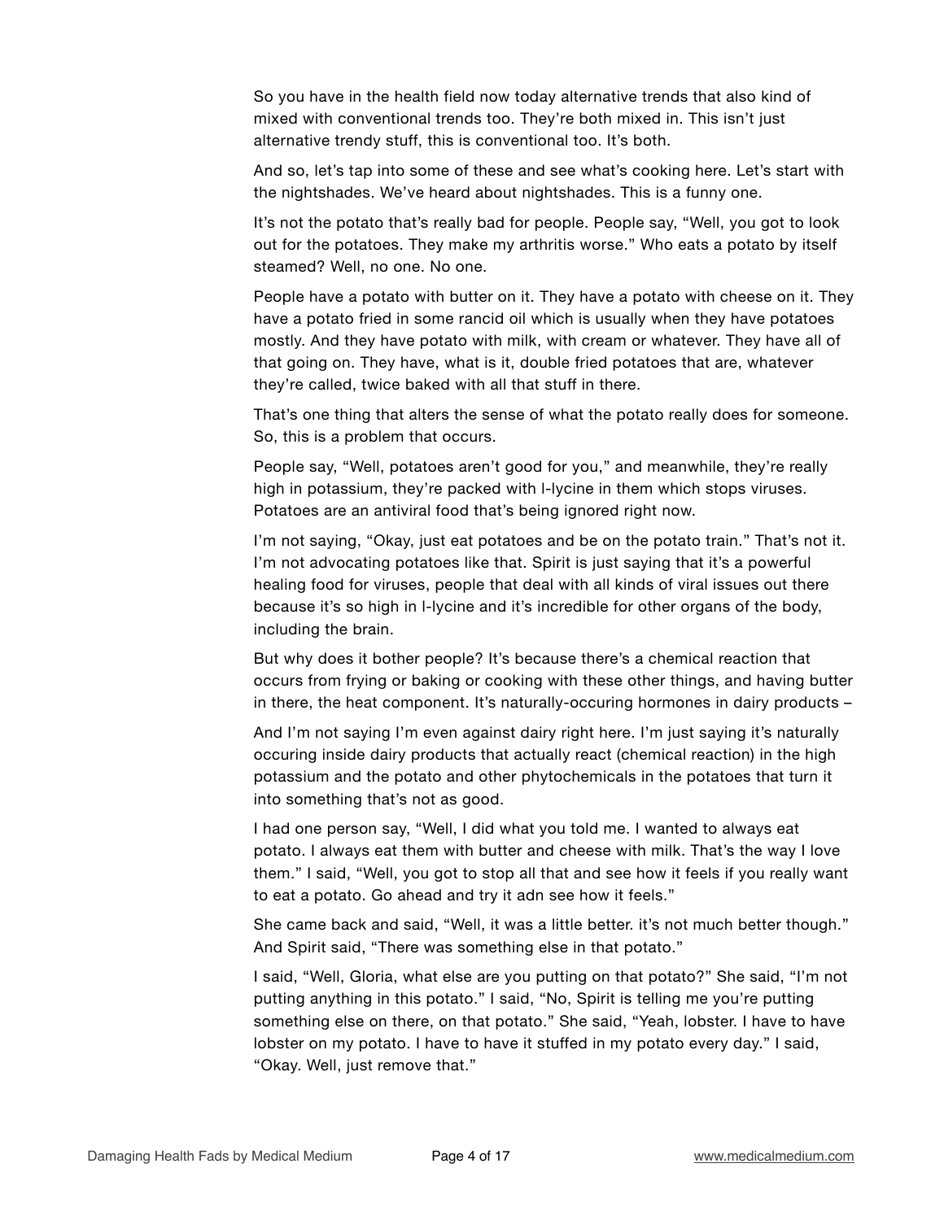So you have in the health field now today alternative trends that also kind of mixed with conventional trends too. They're both mixed in. This isn't just alternative trendy stuff, this is conventional too. It's both.

And so, let's tap into some of these and see what's cooking here. Let's start with the nightshades. We've heard about nightshades. This is a funny one.

It's not the potato that's really bad for people. People say, "Well, you got to look out for the potatoes. They make my arthritis worse." Who eats a potato by itself steamed? Well, no one. No one.

People have a potato with butter on it. They have a potato with cheese on it. They have a potato fried in some rancid oil which is usually when they have potatoes mostly. And they have potato with milk, with cream or whatever. They have all of that going on. They have, what is it, double fried potatoes that are, whatever they're called, twice baked with all that stuff in there.

That's one thing that alters the sense of what the potato really does for someone. So, this is a problem that occurs.

People say, "Well, potatoes aren't good for you," and meanwhile, they're really high in potassium, they're packed with l-lycine in them which stops viruses. Potatoes are an antiviral food that's being ignored right now.

I'm not saying, "Okay, just eat potatoes and be on the potato train." That's not it. I'm not advocating potatoes like that. Spirit is just saying that it's a powerful healing food for viruses, people that deal with all kinds of viral issues out there because it's so high in l-lycine and it's incredible for other organs of the body, including the brain.

But why does it bother people? It's because there's a chemical reaction that occurs from frying or baking or cooking with these other things, and having butter in there, the heat component. It's naturally-occuring hormones in dairy products –

And I'm not saying I'm even against dairy right here. I'm just saying it's naturally occuring inside dairy products that actually react (chemical reaction) in the high potassium and the potato and other phytochemicals in the potatoes that turn it into something that's not as good.

I had one person say, "Well, I did what you told me. I wanted to always eat potato. I always eat them with butter and cheese with milk. That's the way I love them." I said, "Well, you got to stop all that and see how it feels if you really want to eat a potato. Go ahead and try it adn see how it feels."

She came back and said, "Well, it was a little better. it's not much better though." And Spirit said, "There was something else in that potato."

I said, "Well, Gloria, what else are you putting on that potato?" She said, "I'm not putting anything in this potato." I said, "No, Spirit is telling me you're putting something else on there, on that potato." She said, "Yeah, lobster. I have to have lobster on my potato. I have to have it stuffed in my potato every day." I said, "Okay. Well, just remove that."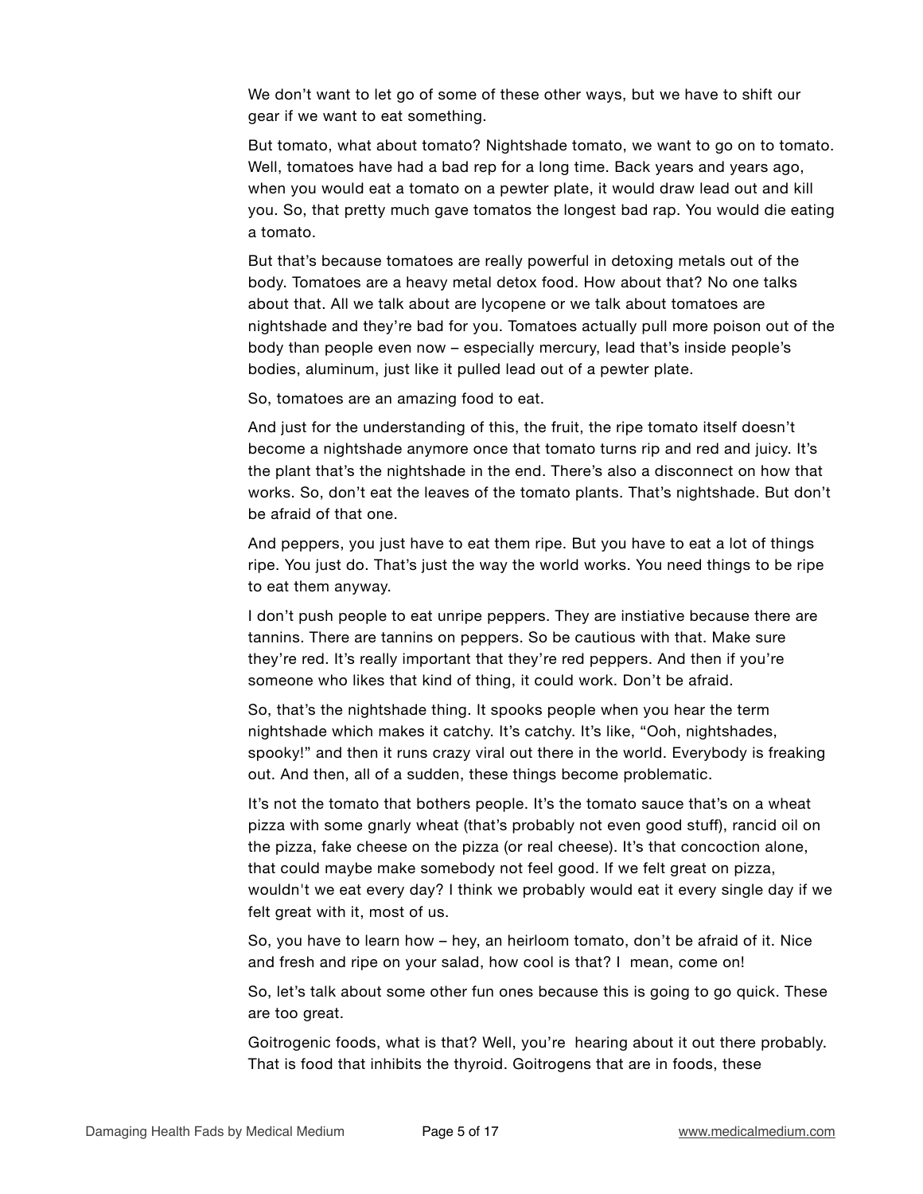We don't want to let go of some of these other ways, but we have to shift our gear if we want to eat something.

But tomato, what about tomato? Nightshade tomato, we want to go on to tomato. Well, tomatoes have had a bad rep for a long time. Back years and years ago, when you would eat a tomato on a pewter plate, it would draw lead out and kill you. So, that pretty much gave tomatos the longest bad rap. You would die eating a tomato.

But that's because tomatoes are really powerful in detoxing metals out of the body. Tomatoes are a heavy metal detox food. How about that? No one talks about that. All we talk about are lycopene or we talk about tomatoes are nightshade and they're bad for you. Tomatoes actually pull more poison out of the body than people even now – especially mercury, lead that's inside people's bodies, aluminum, just like it pulled lead out of a pewter plate.

So, tomatoes are an amazing food to eat.

And just for the understanding of this, the fruit, the ripe tomato itself doesn't become a nightshade anymore once that tomato turns rip and red and juicy. It's the plant that's the nightshade in the end. There's also a disconnect on how that works. So, don't eat the leaves of the tomato plants. That's nightshade. But don't be afraid of that one.

And peppers, you just have to eat them ripe. But you have to eat a lot of things ripe. You just do. That's just the way the world works. You need things to be ripe to eat them anyway.

I don't push people to eat unripe peppers. They are instiative because there are tannins. There are tannins on peppers. So be cautious with that. Make sure they're red. It's really important that they're red peppers. And then if you're someone who likes that kind of thing, it could work. Don't be afraid.

So, that's the nightshade thing. It spooks people when you hear the term nightshade which makes it catchy. It's catchy. It's like, "Ooh, nightshades, spooky!" and then it runs crazy viral out there in the world. Everybody is freaking out. And then, all of a sudden, these things become problematic.

It's not the tomato that bothers people. It's the tomato sauce that's on a wheat pizza with some gnarly wheat (that's probably not even good stuff), rancid oil on the pizza, fake cheese on the pizza (or real cheese). It's that concoction alone, that could maybe make somebody not feel good. If we felt great on pizza, wouldn't we eat every day? I think we probably would eat it every single day if we felt great with it, most of us.

So, you have to learn how – hey, an heirloom tomato, don't be afraid of it. Nice and fresh and ripe on your salad, how cool is that? I mean, come on!

So, let's talk about some other fun ones because this is going to go quick. These are too great.

Goitrogenic foods, what is that? Well, you're hearing about it out there probably. That is food that inhibits the thyroid. Goitrogens that are in foods, these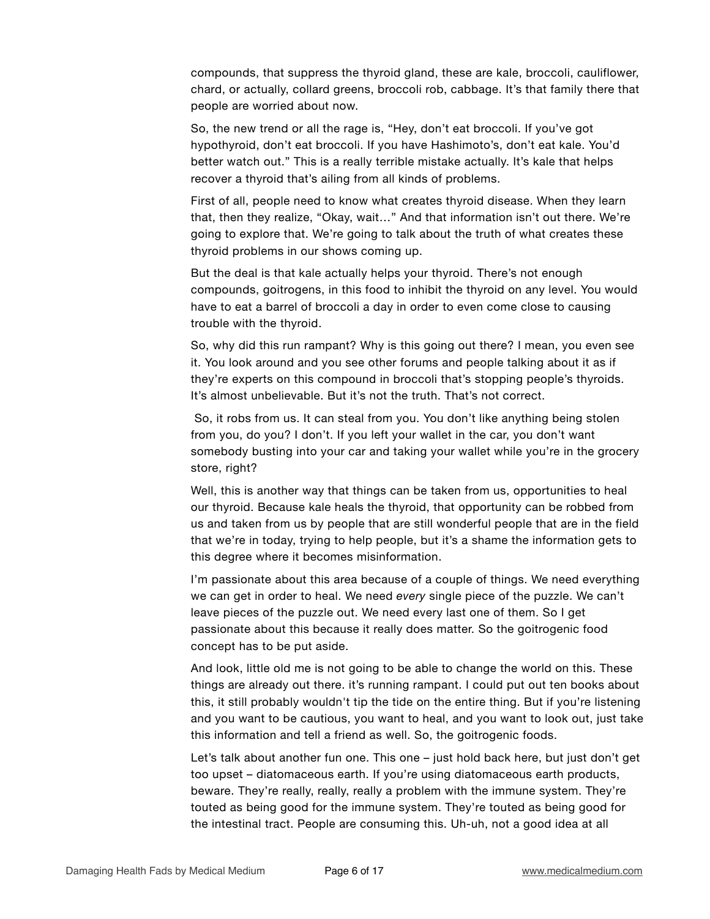compounds, that suppress the thyroid gland, these are kale, broccoli, cauliflower, chard, or actually, collard greens, broccoli rob, cabbage. It's that family there that people are worried about now.

So, the new trend or all the rage is, "Hey, don't eat broccoli. If you've got hypothyroid, don't eat broccoli. If you have Hashimoto's, don't eat kale. You'd better watch out." This is a really terrible mistake actually. It's kale that helps recover a thyroid that's ailing from all kinds of problems.

First of all, people need to know what creates thyroid disease. When they learn that, then they realize, "Okay, wait…" And that information isn't out there. We're going to explore that. We're going to talk about the truth of what creates these thyroid problems in our shows coming up.

But the deal is that kale actually helps your thyroid. There's not enough compounds, goitrogens, in this food to inhibit the thyroid on any level. You would have to eat a barrel of broccoli a day in order to even come close to causing trouble with the thyroid.

So, why did this run rampant? Why is this going out there? I mean, you even see it. You look around and you see other forums and people talking about it as if they're experts on this compound in broccoli that's stopping people's thyroids. It's almost unbelievable. But it's not the truth. That's not correct.

So, it robs from us. It can steal from you. You don't like anything being stolen from you, do you? I don't. If you left your wallet in the car, you don't want somebody busting into your car and taking your wallet while you're in the grocery store, right?

Well, this is another way that things can be taken from us, opportunities to heal our thyroid. Because kale heals the thyroid, that opportunity can be robbed from us and taken from us by people that are still wonderful people that are in the field that we're in today, trying to help people, but it's a shame the information gets to this degree where it becomes misinformation.

I'm passionate about this area because of a couple of things. We need everything we can get in order to heal. We need *every* single piece of the puzzle. We can't leave pieces of the puzzle out. We need every last one of them. So I get passionate about this because it really does matter. So the goitrogenic food concept has to be put aside.

And look, little old me is not going to be able to change the world on this. These things are already out there. it's running rampant. I could put out ten books about this, it still probably wouldn't tip the tide on the entire thing. But if you're listening and you want to be cautious, you want to heal, and you want to look out, just take this information and tell a friend as well. So, the goitrogenic foods.

Let's talk about another fun one. This one – just hold back here, but just don't get too upset – diatomaceous earth. If you're using diatomaceous earth products, beware. They're really, really, really a problem with the immune system. They're touted as being good for the immune system. They're touted as being good for the intestinal tract. People are consuming this. Uh-uh, not a good idea at all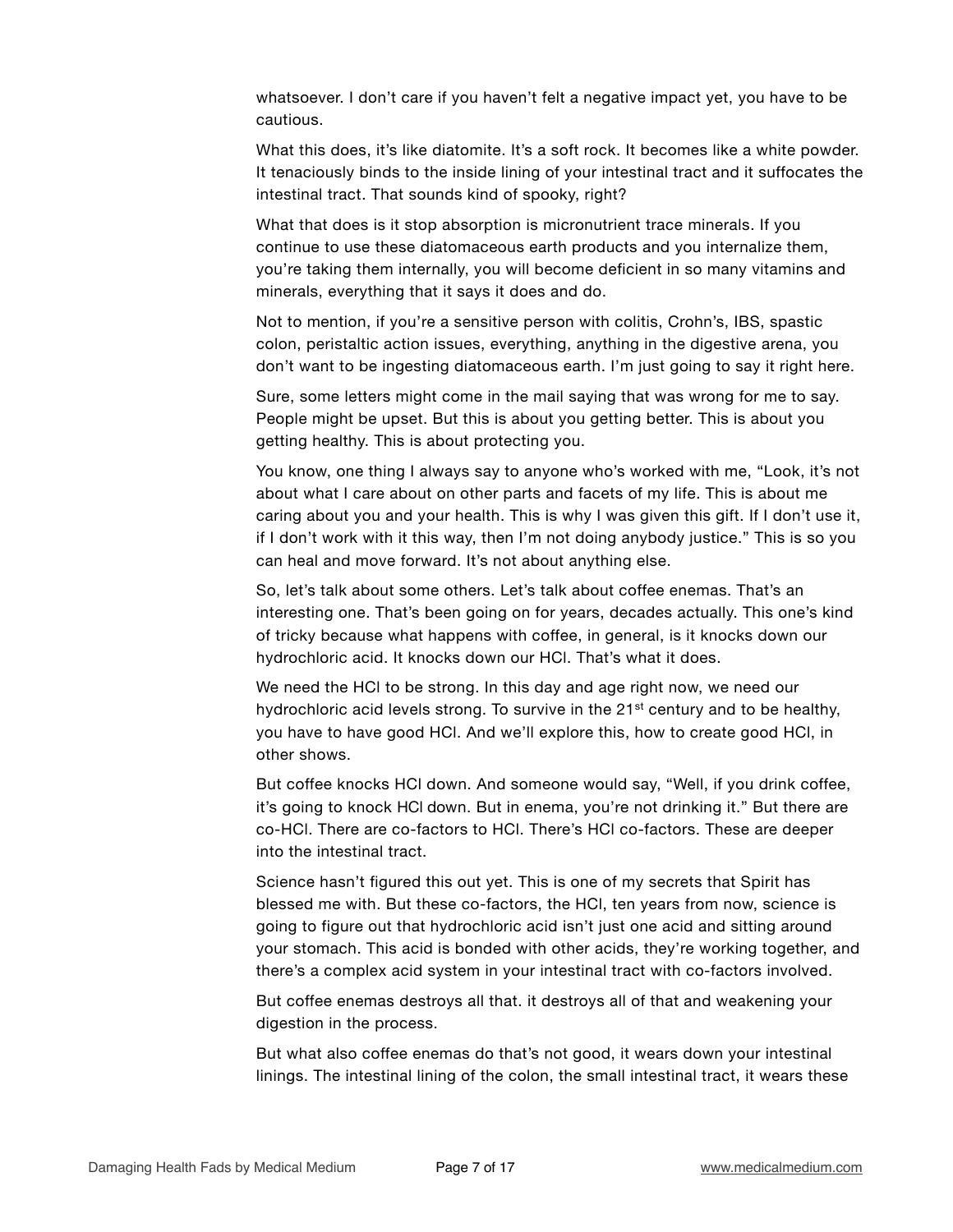whatsoever. I don't care if you haven't felt a negative impact yet, you have to be cautious.

What this does, it's like diatomite. It's a soft rock. It becomes like a white powder. It tenaciously binds to the inside lining of your intestinal tract and it suffocates the intestinal tract. That sounds kind of spooky, right?

What that does is it stop absorption is micronutrient trace minerals. If you continue to use these diatomaceous earth products and you internalize them, you're taking them internally, you will become deficient in so many vitamins and minerals, everything that it says it does and do.

Not to mention, if you're a sensitive person with colitis, Crohn's, IBS, spastic colon, peristaltic action issues, everything, anything in the digestive arena, you don't want to be ingesting diatomaceous earth. I'm just going to say it right here.

Sure, some letters might come in the mail saying that was wrong for me to say. People might be upset. But this is about you getting better. This is about you getting healthy. This is about protecting you.

You know, one thing I always say to anyone who's worked with me, "Look, it's not about what I care about on other parts and facets of my life. This is about me caring about you and your health. This is why I was given this gift. If I don't use it, if I don't work with it this way, then I'm not doing anybody justice." This is so you can heal and move forward. It's not about anything else.

So, let's talk about some others. Let's talk about coffee enemas. That's an interesting one. That's been going on for years, decades actually. This one's kind of tricky because what happens with coffee, in general, is it knocks down our hydrochloric acid. It knocks down our HCl. That's what it does.

We need the HCl to be strong. In this day and age right now, we need our hydrochloric acid levels strong. To survive in the 21st century and to be healthy, you have to have good HCl. And we'll explore this, how to create good HCl, in other shows.

But coffee knocks HCl down. And someone would say, "Well, if you drink coffee, it's going to knock HCl down. But in enema, you're not drinking it." But there are co-HCl. There are co-factors to HCl. There's HCl co-factors. These are deeper into the intestinal tract.

Science hasn't figured this out yet. This is one of my secrets that Spirit has blessed me with. But these co-factors, the HCl, ten years from now, science is going to figure out that hydrochloric acid isn't just one acid and sitting around your stomach. This acid is bonded with other acids, they're working together, and there's a complex acid system in your intestinal tract with co-factors involved.

But coffee enemas destroys all that. it destroys all of that and weakening your digestion in the process.

But what also coffee enemas do that's not good, it wears down your intestinal linings. The intestinal lining of the colon, the small intestinal tract, it wears these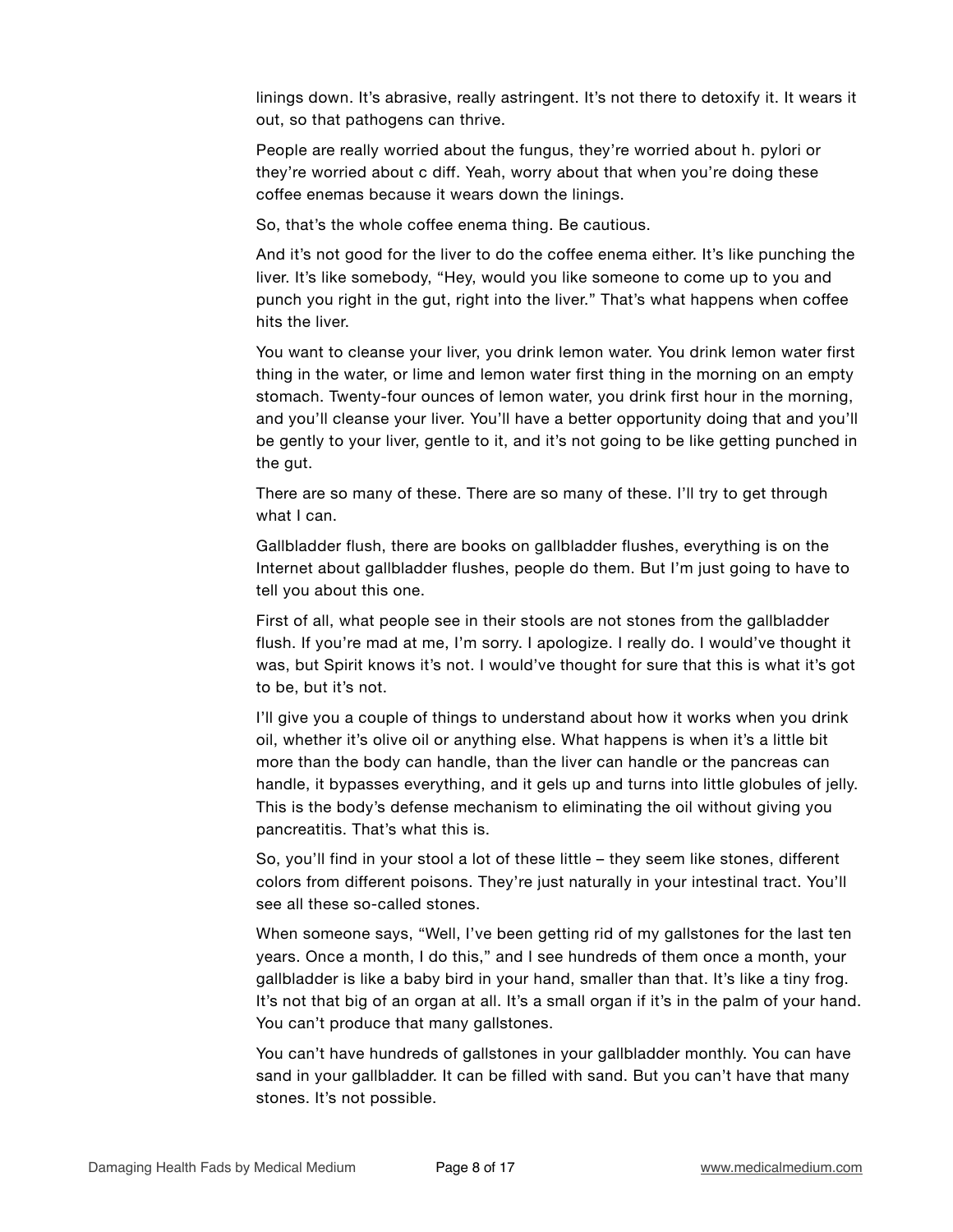linings down. It's abrasive, really astringent. It's not there to detoxify it. It wears it out, so that pathogens can thrive.

People are really worried about the fungus, they're worried about h. pylori or they're worried about c diff. Yeah, worry about that when you're doing these coffee enemas because it wears down the linings.

So, that's the whole coffee enema thing. Be cautious.

And it's not good for the liver to do the coffee enema either. It's like punching the liver. It's like somebody, "Hey, would you like someone to come up to you and punch you right in the gut, right into the liver." That's what happens when coffee hits the liver.

You want to cleanse your liver, you drink lemon water. You drink lemon water first thing in the water, or lime and lemon water first thing in the morning on an empty stomach. Twenty-four ounces of lemon water, you drink first hour in the morning, and you'll cleanse your liver. You'll have a better opportunity doing that and you'll be gently to your liver, gentle to it, and it's not going to be like getting punched in the gut.

There are so many of these. There are so many of these. I'll try to get through what I can.

Gallbladder flush, there are books on gallbladder flushes, everything is on the Internet about gallbladder flushes, people do them. But I'm just going to have to tell you about this one.

First of all, what people see in their stools are not stones from the gallbladder flush. If you're mad at me, I'm sorry. I apologize. I really do. I would've thought it was, but Spirit knows it's not. I would've thought for sure that this is what it's got to be, but it's not.

I'll give you a couple of things to understand about how it works when you drink oil, whether it's olive oil or anything else. What happens is when it's a little bit more than the body can handle, than the liver can handle or the pancreas can handle, it bypasses everything, and it gels up and turns into little globules of jelly. This is the body's defense mechanism to eliminating the oil without giving you pancreatitis. That's what this is.

So, you'll find in your stool a lot of these little – they seem like stones, different colors from different poisons. They're just naturally in your intestinal tract. You'll see all these so-called stones.

When someone says, "Well, I've been getting rid of my gallstones for the last ten years. Once a month, I do this," and I see hundreds of them once a month, your gallbladder is like a baby bird in your hand, smaller than that. It's like a tiny frog. It's not that big of an organ at all. It's a small organ if it's in the palm of your hand. You can't produce that many gallstones.

You can't have hundreds of gallstones in your gallbladder monthly. You can have sand in your gallbladder. It can be filled with sand. But you can't have that many stones. It's not possible.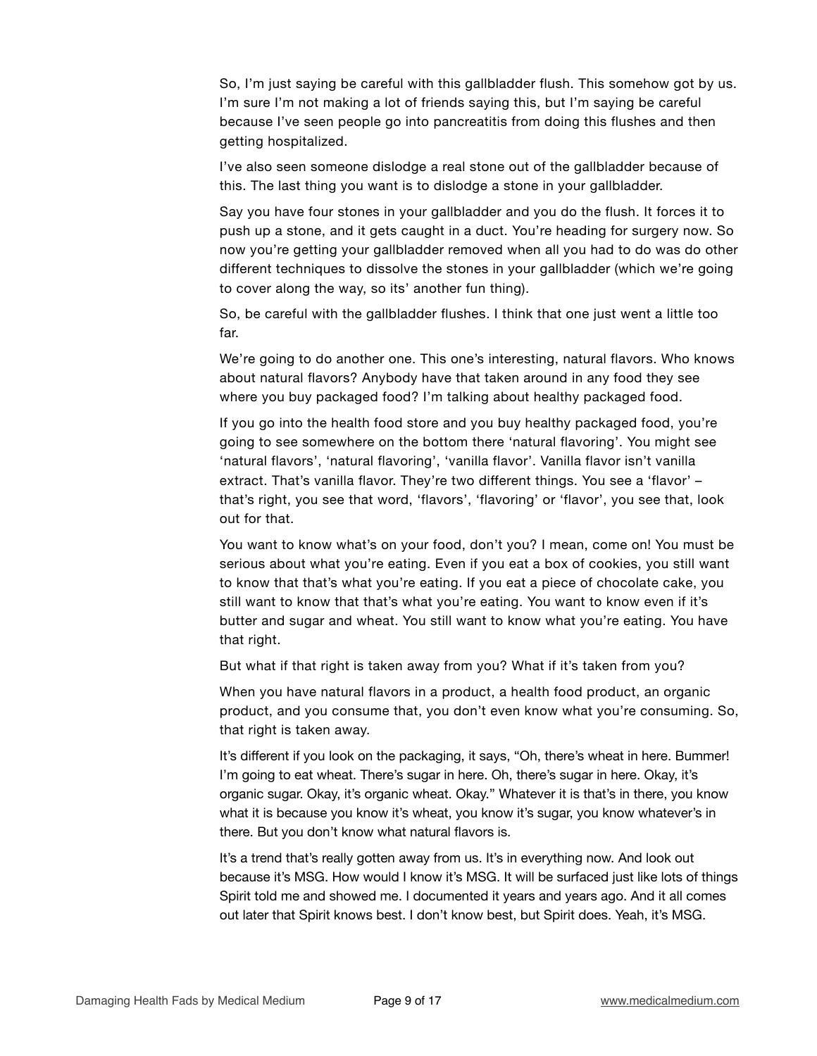So, I'm just saying be careful with this gallbladder flush. This somehow got by us. I'm sure I'm not making a lot of friends saying this, but I'm saying be careful because I've seen people go into pancreatitis from doing this flushes and then getting hospitalized.

I've also seen someone dislodge a real stone out of the gallbladder because of this. The last thing you want is to dislodge a stone in your gallbladder.

Say you have four stones in your gallbladder and you do the flush. It forces it to push up a stone, and it gets caught in a duct. You're heading for surgery now. So now you're getting your gallbladder removed when all you had to do was do other different techniques to dissolve the stones in your gallbladder (which we're going to cover along the way, so its' another fun thing).

So, be careful with the gallbladder flushes. I think that one just went a little too far.

We're going to do another one. This one's interesting, natural flavors. Who knows about natural flavors? Anybody have that taken around in any food they see where you buy packaged food? I'm talking about healthy packaged food.

If you go into the health food store and you buy healthy packaged food, you're going to see somewhere on the bottom there 'natural flavoring'. You might see 'natural flavors', 'natural flavoring', 'vanilla flavor'. Vanilla flavor isn't vanilla extract. That's vanilla flavor. They're two different things. You see a 'flavor' – that's right, you see that word, 'flavors', 'flavoring' or 'flavor', you see that, look out for that.

You want to know what's on your food, don't you? I mean, come on! You must be serious about what you're eating. Even if you eat a box of cookies, you still want to know that that's what you're eating. If you eat a piece of chocolate cake, you still want to know that that's what you're eating. You want to know even if it's butter and sugar and wheat. You still want to know what you're eating. You have that right.

But what if that right is taken away from you? What if it's taken from you?

When you have natural flavors in a product, a health food product, an organic product, and you consume that, you don't even know what you're consuming. So, that right is taken away.

It's different if you look on the packaging, it says, "Oh, there's wheat in here. Bummer! I'm going to eat wheat. There's sugar in here. Oh, there's sugar in here. Okay, it's organic sugar. Okay, it's organic wheat. Okay." Whatever it is that's in there, you know what it is because you know it's wheat, you know it's sugar, you know whatever's in there. But you don't know what natural flavors is.

It's a trend that's really gotten away from us. It's in everything now. And look out because it's MSG. How would I know it's MSG. It will be surfaced just like lots of things Spirit told me and showed me. I documented it years and years ago. And it all comes out later that Spirit knows best. I don't know best, but Spirit does. Yeah, it's MSG.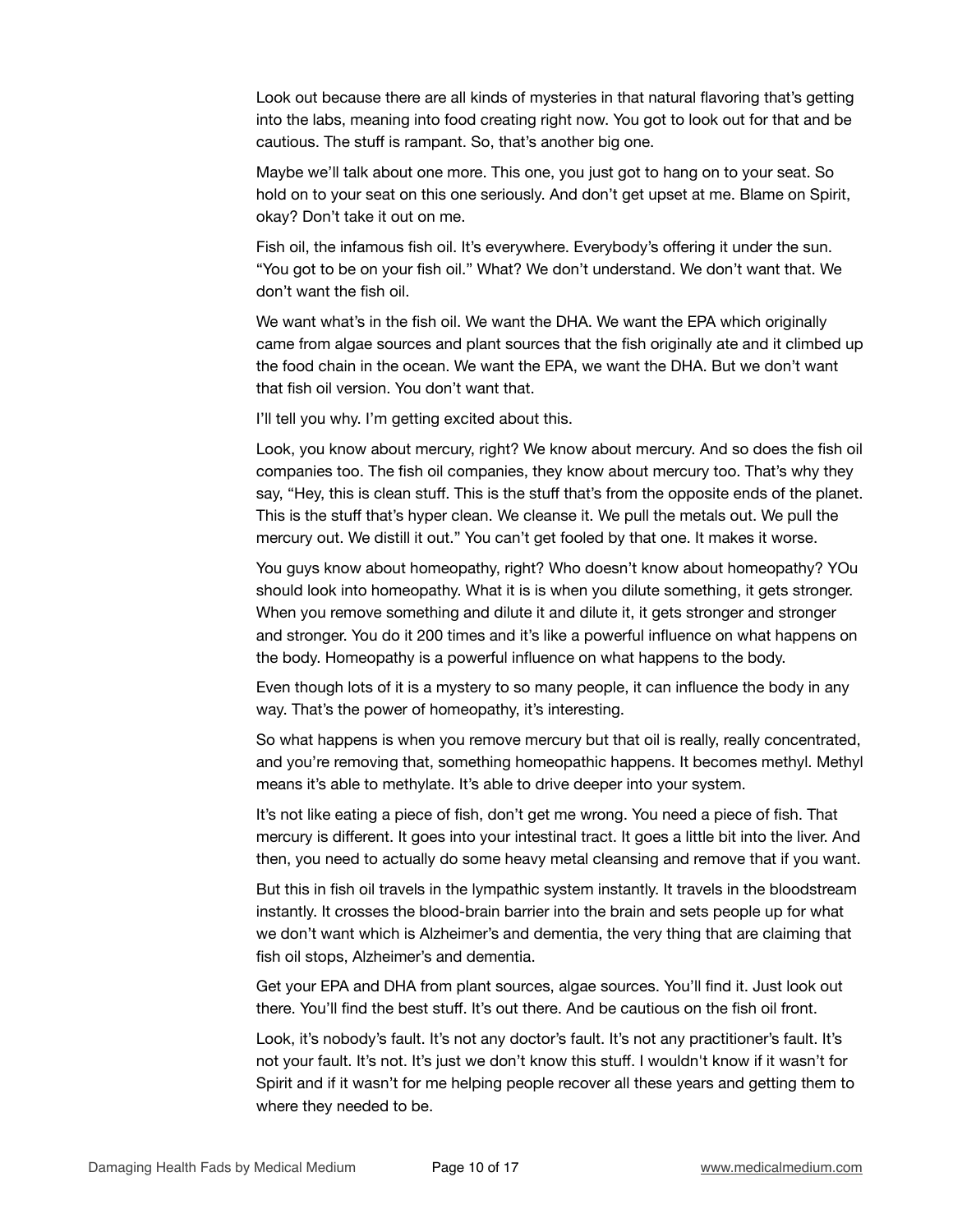Look out because there are all kinds of mysteries in that natural flavoring that's getting into the labs, meaning into food creating right now. You got to look out for that and be cautious. The stuff is rampant. So, that's another big one.

Maybe we'll talk about one more. This one, you just got to hang on to your seat. So hold on to your seat on this one seriously. And don't get upset at me. Blame on Spirit, okay? Don't take it out on me.

Fish oil, the infamous fish oil. It's everywhere. Everybody's offering it under the sun. "You got to be on your fish oil." What? We don't understand. We don't want that. We don't want the fish oil.

We want what's in the fish oil. We want the DHA. We want the EPA which originally came from algae sources and plant sources that the fish originally ate and it climbed up the food chain in the ocean. We want the EPA, we want the DHA. But we don't want that fish oil version. You don't want that.

I'll tell you why. I'm getting excited about this.

Look, you know about mercury, right? We know about mercury. And so does the fish oil companies too. The fish oil companies, they know about mercury too. That's why they say, "Hey, this is clean stuff. This is the stuff that's from the opposite ends of the planet. This is the stuff that's hyper clean. We cleanse it. We pull the metals out. We pull the mercury out. We distill it out." You can't get fooled by that one. It makes it worse.

You guys know about homeopathy, right? Who doesn't know about homeopathy? YOu should look into homeopathy. What it is is when you dilute something, it gets stronger. When you remove something and dilute it and dilute it, it gets stronger and stronger and stronger. You do it 200 times and it's like a powerful influence on what happens on the body. Homeopathy is a powerful influence on what happens to the body.

Even though lots of it is a mystery to so many people, it can influence the body in any way. That's the power of homeopathy, it's interesting.

So what happens is when you remove mercury but that oil is really, really concentrated, and you're removing that, something homeopathic happens. It becomes methyl. Methyl means it's able to methylate. It's able to drive deeper into your system.

It's not like eating a piece of fish, don't get me wrong. You need a piece of fish. That mercury is different. It goes into your intestinal tract. It goes a little bit into the liver. And then, you need to actually do some heavy metal cleansing and remove that if you want.

But this in fish oil travels in the lympathic system instantly. It travels in the bloodstream instantly. It crosses the blood-brain barrier into the brain and sets people up for what we don't want which is Alzheimer's and dementia, the very thing that are claiming that fish oil stops, Alzheimer's and dementia.

Get your EPA and DHA from plant sources, algae sources. You'll find it. Just look out there. You'll find the best stuff. It's out there. And be cautious on the fish oil front.

Look, it's nobody's fault. It's not any doctor's fault. It's not any practitioner's fault. It's not your fault. It's not. It's just we don't know this stuff. I wouldn't know if it wasn't for Spirit and if it wasn't for me helping people recover all these years and getting them to where they needed to be.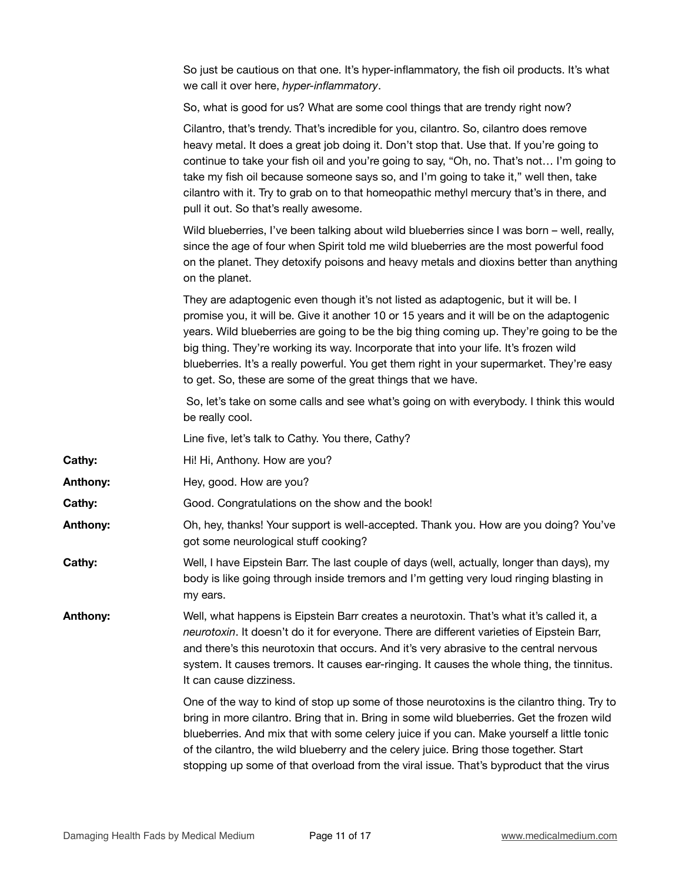So just be cautious on that one. It's hyper-inflammatory, the fish oil products. It's what we call it over here, *hyper-inflammatory*.

So, what is good for us? What are some cool things that are trendy right now?

Cilantro, that's trendy. That's incredible for you, cilantro. So, cilantro does remove heavy metal. It does a great job doing it. Don't stop that. Use that. If you're going to continue to take your fish oil and you're going to say, "Oh, no. That's not… I'm going to take my fish oil because someone says so, and I'm going to take it," well then, take cilantro with it. Try to grab on to that homeopathic methyl mercury that's in there, and pull it out. So that's really awesome.

Wild blueberries, I've been talking about wild blueberries since I was born – well, really, since the age of four when Spirit told me wild blueberries are the most powerful food on the planet. They detoxify poisons and heavy metals and dioxins better than anything on the planet.

They are adaptogenic even though it's not listed as adaptogenic, but it will be. I promise you, it will be. Give it another 10 or 15 years and it will be on the adaptogenic years. Wild blueberries are going to be the big thing coming up. They're going to be the big thing. They're working its way. Incorporate that into your life. It's frozen wild blueberries. It's a really powerful. You get them right in your supermarket. They're easy to get. So, these are some of the great things that we have.

So, let's take on some calls and see what's going on with everybody. I think this would be really cool.

Line five, let's talk to Cathy. You there, Cathy?

**Cathy:** Hi! Hi, Anthony. How are you?

**Anthony:** Hey, good. How are you?

**Cathy:** Good. Congratulations on the show and the book!

**Anthony:** Oh, hey, thanks! Your support is well-accepted. Thank you. How are you doing? You've got some neurological stuff cooking?

**Cathy:** Well, I have Eipstein Barr. The last couple of days (well, actually, longer than days), my body is like going through inside tremors and I'm getting very loud ringing blasting in my ears.

**Anthony:** Well, what happens is Eipstein Barr creates a neurotoxin. That's what it's called it, a *neurotoxin*. It doesn't do it for everyone. There are different varieties of Eipstein Barr, and there's this neurotoxin that occurs. And it's very abrasive to the central nervous system. It causes tremors. It causes ear-ringing. It causes the whole thing, the tinnitus. It can cause dizziness.

One of the way to kind of stop up some of those neurotoxins is the cilantro thing. Try to bring in more cilantro. Bring that in. Bring in some wild blueberries. Get the frozen wild blueberries. And mix that with some celery juice if you can. Make yourself a little tonic of the cilantro, the wild blueberry and the celery juice. Bring those together. Start stopping up some of that overload from the viral issue. That's byproduct that the virus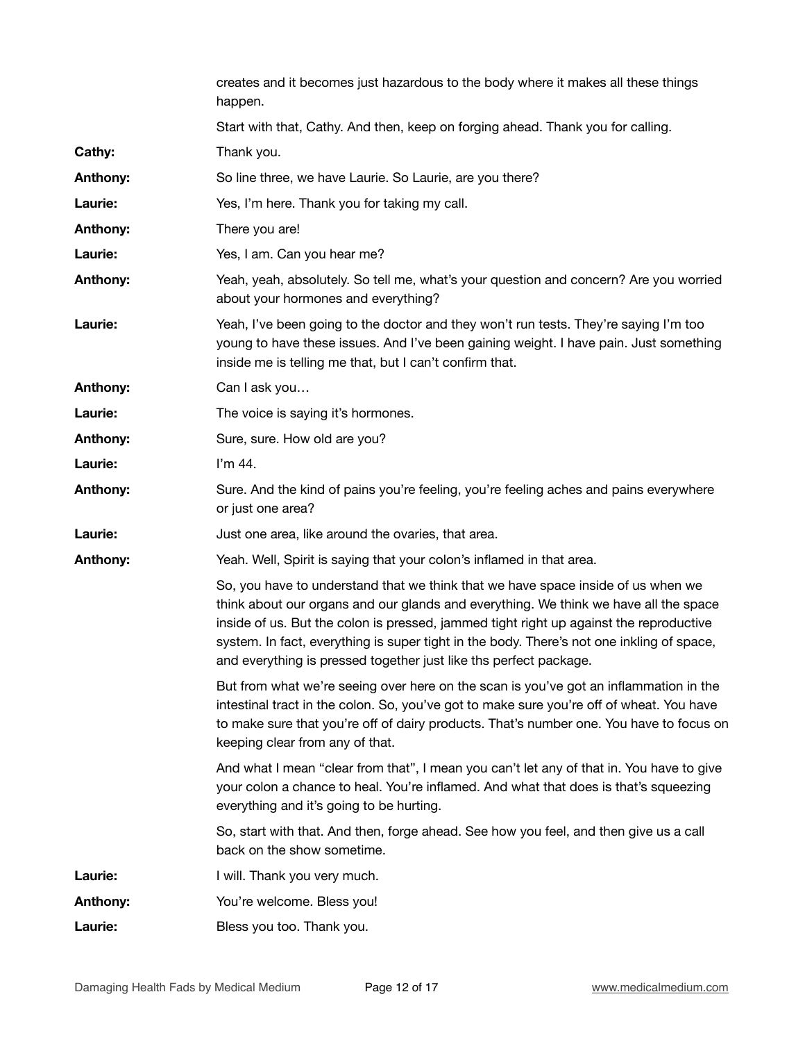creates and it becomes just hazardous to the body where it makes all these things happen.

Start with that, Cathy. And then, keep on forging ahead. Thank you for calling.

**Cathy:** Thank you.

**Anthony:** So line three, we have Laurie. So Laurie, are you there?

**Laurie:** Yes, I'm here. Thank you for taking my call.

**Anthony:** There you are!

**Laurie:** Yes, I am. Can you hear me?

**Anthony:** Yeah, yeah, absolutely. So tell me, what's your question and concern? Are you worried about your hormones and everything?

**Laurie:** Yeah, I've been going to the doctor and they won't run tests. They're saying I'm too young to have these issues. And I've been gaining weight. I have pain. Just something inside me is telling me that, but I can't confirm that.

**Anthony:** Can I ask you…

**Laurie:** The voice is saying it's hormones.

**Anthony:** Sure, sure. How old are you?

**Laurie:** I'm 44.

**Anthony:** Sure. And the kind of pains you're feeling, you're feeling aches and pains everywhere or just one area?

**Laurie:** Just one area, like around the ovaries, that area.

**Anthony:** Yeah. Well, Spirit is saying that your colon's inflamed in that area.

So, you have to understand that we think that we have space inside of us when we think about our organs and our glands and everything. We think we have all the space inside of us. But the colon is pressed, jammed tight right up against the reproductive system. In fact, everything is super tight in the body. There's not one inkling of space, and everything is pressed together just like ths perfect package.

But from what we're seeing over here on the scan is you've got an inflammation in the intestinal tract in the colon. So, you've got to make sure you're off of wheat. You have to make sure that you're off of dairy products. That's number one. You have to focus on keeping clear from any of that.

And what I mean "clear from that", I mean you can't let any of that in. You have to give your colon a chance to heal. You're inflamed. And what that does is that's squeezing everything and it's going to be hurting.

So, start with that. And then, forge ahead. See how you feel, and then give us a call back on the show sometime.

**Laurie:** I will. Thank you very much.

**Anthony:** You're welcome. Bless you!

**Laurie:** Bless you too. Thank you.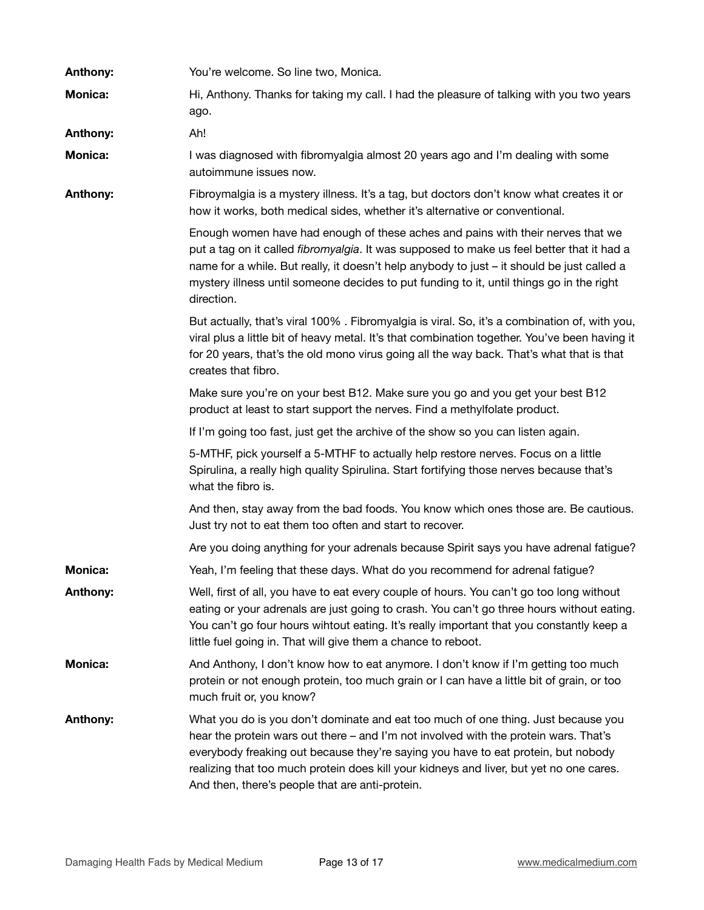**Anthony:** You're welcome. So line two, Monica.

**Monica:** Hi, Anthony. Thanks for taking my call. I had the pleasure of talking with you two years ago.

**Anthony:** Ah!

**Monica:** I was diagnosed with fibromyalgia almost 20 years ago and I'm dealing with some autoimmune issues now.

**Anthony:** Fibroymalgia is a mystery illness. It's a tag, but doctors don't know what creates it or how it works, both medical sides, whether it's alternative or conventional.

Enough women have had enough of these aches and pains with their nerves that we put a tag on it called *fibromyalgia*. It was supposed to make us feel better that it had a name for a while. But really, it doesn't help anybody to just – it should be just called a mystery illness until someone decides to put funding to it, until things go in the right direction.

But actually, that's viral 100% . Fibromyalgia is viral. So, it's a combination of, with you, viral plus a little bit of heavy metal. It's that combination together. You've been having it for 20 years, that's the old mono virus going all the way back. That's what that is that creates that fibro.

Make sure you're on your best B12. Make sure you go and you get your best B12 product at least to start support the nerves. Find a methylfolate product.

If I'm going too fast, just get the archive of the show so you can listen again.

5-MTHF, pick yourself a 5-MTHF to actually help restore nerves. Focus on a little Spirulina, a really high quality Spirulina. Start fortifying those nerves because that's what the fibro is.

And then, stay away from the bad foods. You know which ones those are. Be cautious. Just try not to eat them too often and start to recover.

Are you doing anything for your adrenals because Spirit says you have adrenal fatigue?

**Monica:** Yeah, I'm feeling that these days. What do you recommend for adrenal fatigue?

**Anthony:** Well, first of all, you have to eat every couple of hours. You can't go too long without eating or your adrenals are just going to crash. You can't go three hours without eating. You can't go four hours wihtout eating. It's really important that you constantly keep a little fuel going in. That will give them a chance to reboot.

**Monica:** And Anthony, I don't know how to eat anymore. I don't know if I'm getting too much protein or not enough protein, too much grain or I can have a little bit of grain, or too much fruit or, you know?

**Anthony:** What you do is you don't dominate and eat too much of one thing. Just because you hear the protein wars out there – and I'm not involved with the protein wars. That's everybody freaking out because they're saying you have to eat protein, but nobody realizing that too much protein does kill your kidneys and liver, but yet no one cares. And then, there's people that are anti-protein.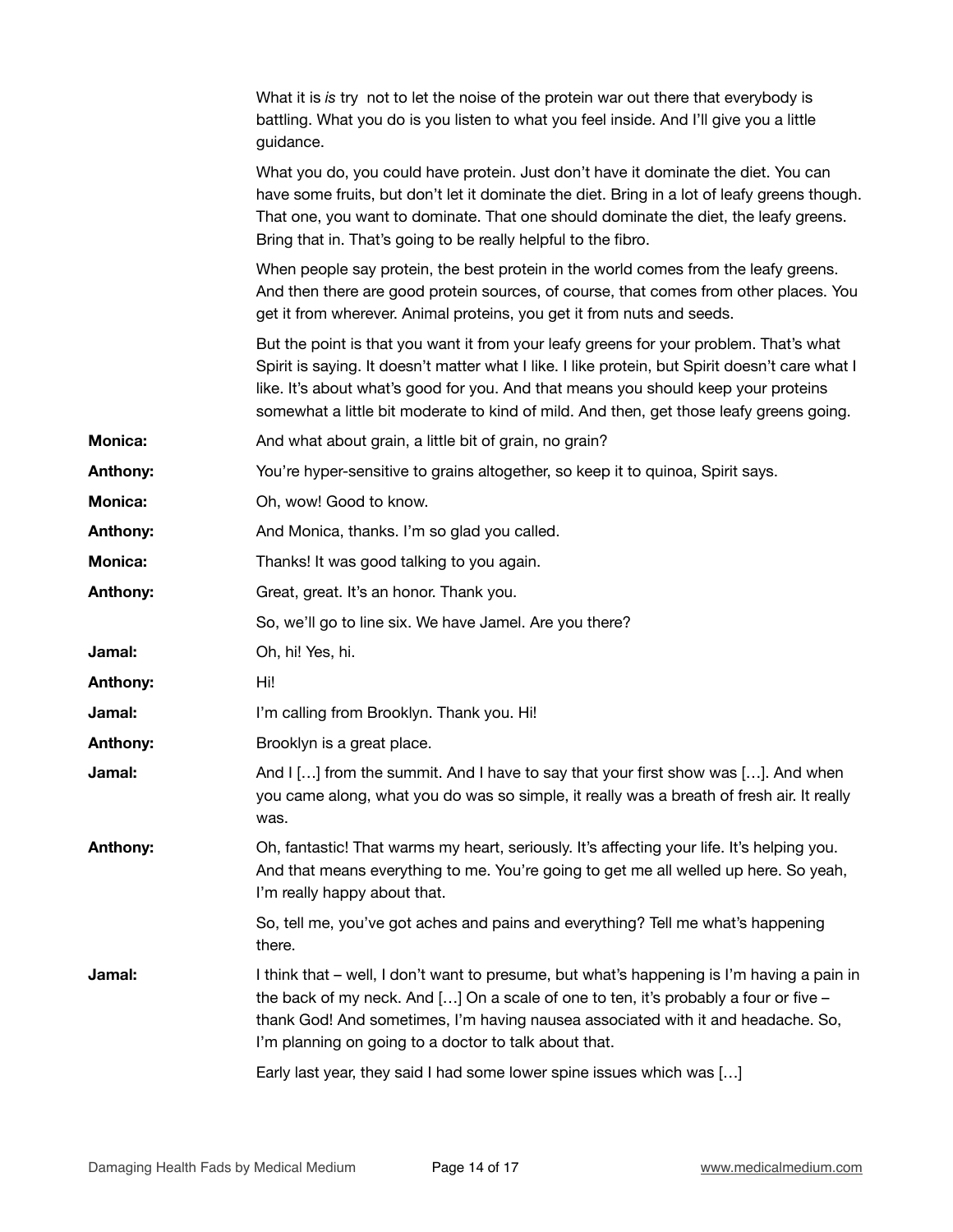What it is *is* try not to let the noise of the protein war out there that everybody is battling. What you do is you listen to what you feel inside. And I'll give you a little guidance.

What you do, you could have protein. Just don't have it dominate the diet. You can have some fruits, but don't let it dominate the diet. Bring in a lot of leafy greens though. That one, you want to dominate. That one should dominate the diet, the leafy greens. Bring that in. That's going to be really helpful to the fibro.

When people say protein, the best protein in the world comes from the leafy greens. And then there are good protein sources, of course, that comes from other places. You get it from wherever. Animal proteins, you get it from nuts and seeds.

But the point is that you want it from your leafy greens for your problem. That's what Spirit is saying. It doesn't matter what I like. I like protein, but Spirit doesn't care what I like. It's about what's good for you. And that means you should keep your proteins somewhat a little bit moderate to kind of mild. And then, get those leafy greens going.

**Monica:** And what about grain, a little bit of grain, no grain?

**Anthony:** You're hyper-sensitive to grains altogether, so keep it to quinoa, Spirit says.

**Monica:** Oh, wow! Good to know.

**Anthony:** And Monica, thanks. I'm so glad you called.

**Monica:** Thanks! It was good talking to you again.

**Anthony:** Great, great. It's an honor. Thank you.

So, we'll go to line six. We have Jamel. Are you there?

**Jamal:** Oh, hi! Yes, hi.

**Anthony:** Hi!

**Jamal:** I'm calling from Brooklyn. Thank you. Hi!

**Anthony:** Brooklyn is a great place.

**Jamal:** And I […] from the summit. And I have to say that your first show was […]. And when you came along, what you do was so simple, it really was a breath of fresh air. It really was.

**Anthony:** Oh, fantastic! That warms my heart, seriously. It's affecting your life. It's helping you. And that means everything to me. You're going to get me all welled up here. So yeah, I'm really happy about that.

So, tell me, you've got aches and pains and everything? Tell me what's happening there.

**Jamal:** I think that – well, I don't want to presume, but what's happening is I'm having a pain in the back of my neck. And […] On a scale of one to ten, it's probably a four or five – thank God! And sometimes, I'm having nausea associated with it and headache. So, I'm planning on going to a doctor to talk about that.

Early last year, they said I had some lower spine issues which was […]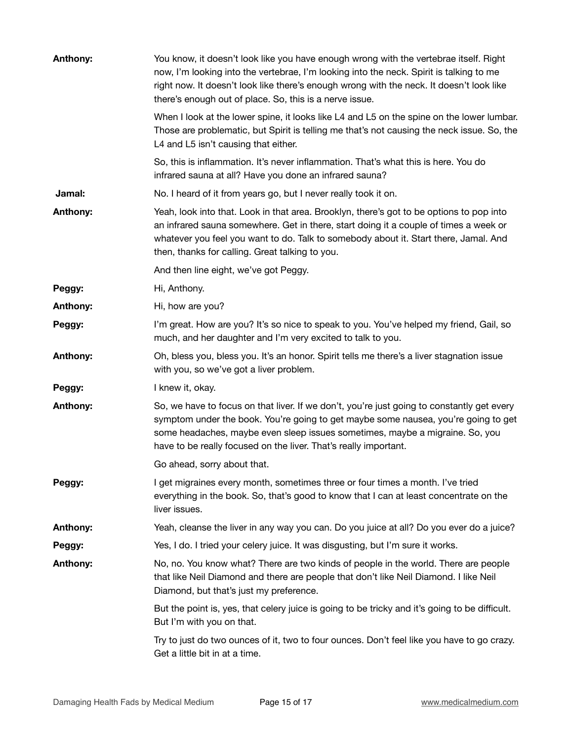**Anthony:** You know, it doesn't look like you have enough wrong with the vertebrae itself. Right now, I'm looking into the vertebrae, I'm looking into the neck. Spirit is talking to me right now. It doesn't look like there's enough wrong with the neck. It doesn't look like there's enough out of place. So, this is a nerve issue.

When I look at the lower spine, it looks like L4 and L5 on the spine on the lower lumbar. Those are problematic, but Spirit is telling me that's not causing the neck issue. So, the L4 and L5 isn't causing that either.

So, this is inflammation. It's never inflammation. That's what this is here. You do infrared sauna at all? Have you done an infrared sauna?

**Jamal:** No. I heard of it from years go, but I never really took it on.

**Anthony:** Yeah, look into that. Look in that area. Brooklyn, there's got to be options to pop into an infrared sauna somewhere. Get in there, start doing it a couple of times a week or whatever you feel you want to do. Talk to somebody about it. Start there, Jamal. And then, thanks for calling. Great talking to you.

And then line eight, we've got Peggy.

**Peggy:** Hi, Anthony.

**Anthony:** Hi, how are you?

**Peggy:** I'm great. How are you? It's so nice to speak to you. You've helped my friend, Gail, so much, and her daughter and I'm very excited to talk to you.

**Anthony:** Oh, bless you, bless you. It's an honor. Spirit tells me there's a liver stagnation issue with you, so we've got a liver problem.

**Peggy:** I knew it, okay.

**Anthony:** So, we have to focus on that liver. If we don't, you're just going to constantly get every symptom under the book. You're going to get maybe some nausea, you're going to get some headaches, maybe even sleep issues sometimes, maybe a migraine. So, you have to be really focused on the liver. That's really important.

Go ahead, sorry about that.

**Peggy:** I get migraines every month, sometimes three or four times a month. I've tried everything in the book. So, that's good to know that I can at least concentrate on the liver issues.

**Anthony:** Yeah, cleanse the liver in any way you can. Do you juice at all? Do you ever do a juice?

**Peggy:** Yes, I do. I tried your celery juice. It was disgusting, but I'm sure it works.

**Anthony:** No, no. You know what? There are two kinds of people in the world. There are people that like Neil Diamond and there are people that don't like Neil Diamond. I like Neil Diamond, but that's just my preference.

But the point is, yes, that celery juice is going to be tricky and it's going to be difficult. But I'm with you on that.

Try to just do two ounces of it, two to four ounces. Don't feel like you have to go crazy. Get a little bit in at a time.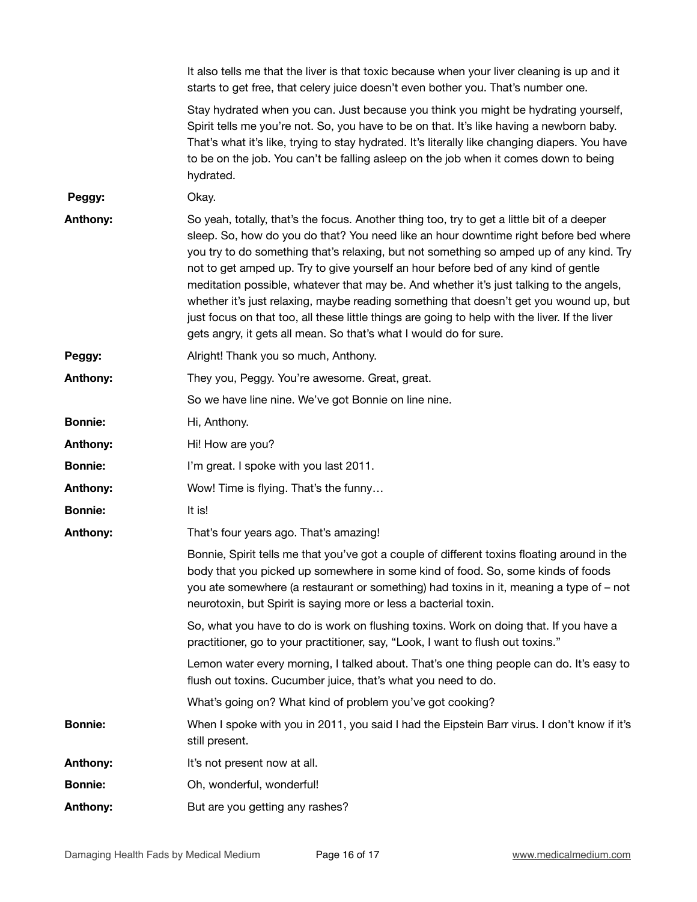It also tells me that the liver is that toxic because when your liver cleaning is up and it starts to get free, that celery juice doesn't even bother you. That's number one.

Stay hydrated when you can. Just because you think you might be hydrating yourself, Spirit tells me you're not. So, you have to be on that. It's like having a newborn baby. That's what it's like, trying to stay hydrated. It's literally like changing diapers. You have to be on the job. You can't be falling asleep on the job when it comes down to being hydrated.

**Peggy:** Okay.

**Anthony:** So yeah, totally, that's the focus. Another thing too, try to get a little bit of a deeper sleep. So, how do you do that? You need like an hour downtime right before bed where you try to do something that's relaxing, but not something so amped up of any kind. Try not to get amped up. Try to give yourself an hour before bed of any kind of gentle meditation possible, whatever that may be. And whether it's just talking to the angels, whether it's just relaxing, maybe reading something that doesn't get you wound up, but just focus on that too, all these little things are going to help with the liver. If the liver gets angry, it gets all mean. So that's what I would do for sure.

**Peggy:** Alright! Thank you so much, Anthony.

**Anthony:** They you, Peggy. You're awesome. Great, great.

So we have line nine. We've got Bonnie on line nine.

**Bonnie:** Hi, Anthony.

**Anthony:** Hi! How are you?

**Bonnie:** I'm great. I spoke with you last 2011.

**Anthony:** Wow! Time is flying. That's the funny…

**Bonnie:** It is!

**Anthony:** That's four years ago. That's amazing!

Bonnie, Spirit tells me that you've got a couple of different toxins floating around in the body that you picked up somewhere in some kind of food. So, some kinds of foods you ate somewhere (a restaurant or something) had toxins in it, meaning a type of – not neurotoxin, but Spirit is saying more or less a bacterial toxin.

So, what you have to do is work on flushing toxins. Work on doing that. If you have a practitioner, go to your practitioner, say, "Look, I want to flush out toxins."

Lemon water every morning, I talked about. That's one thing people can do. It's easy to flush out toxins. Cucumber juice, that's what you need to do.

What's going on? What kind of problem you've got cooking?

**Bonnie:** When I spoke with you in 2011, you said I had the Eipstein Barr virus. I don't know if it's still present.

**Anthony:** It's not present now at all.

**Bonnie:** Oh, wonderful, wonderful!

**Anthony:** But are you getting any rashes?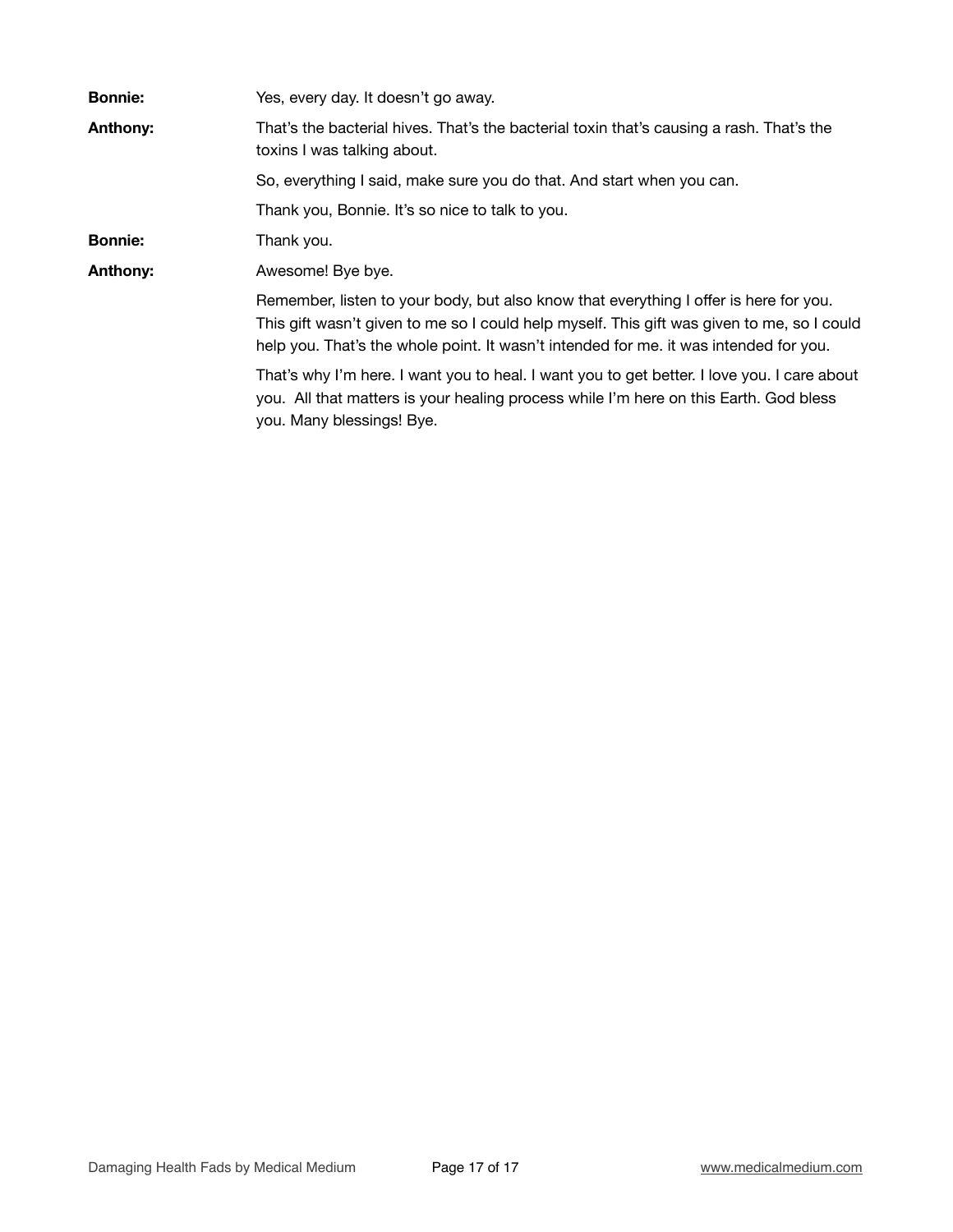**Bonnie:** Yes, every day. It doesn't go away.

**Anthony:** That's the bacterial hives. That's the bacterial toxin that's causing a rash. That's the toxins I was talking about.

So, everything I said, make sure you do that. And start when you can.

Thank you, Bonnie. It's so nice to talk to you.

**Bonnie:** Thank you.

**Anthony:** Awesome! Bye bye.

Remember, listen to your body, but also know that everything I offer is here for you. This gift wasn't given to me so I could help myself. This gift was given to me, so I could help you. That's the whole point. It wasn't intended for me. it was intended for you.

That's why I'm here. I want you to heal. I want you to get better. I love you. I care about you. All that matters is your healing process while I'm here on this Earth. God bless you. Many blessings! Bye.